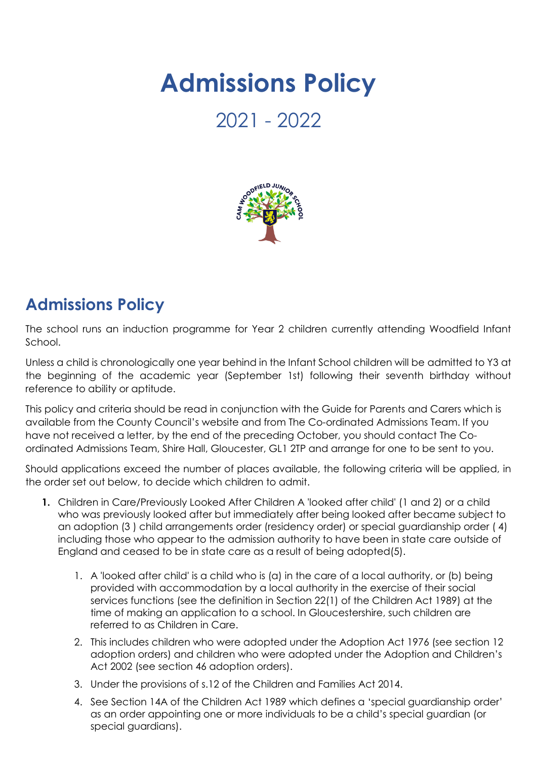# Admissions Policy

2021 - 2022

## Admissions Policy

The school runs an induction programme for Year 2 children currently attending Woodfield Infant School.

Unless a child is chronologically one year behind in the Infant School children will be admitted to Y3 at the beginning of the academic year (September 1st) following their seventh birthday without reference to ability or aptitude.

This policy and criteria should be read in conjunction with the Guide for Parents and Carers which is available from the County Council's website and from The Co-ordinated Admissions Team. If you have not received a letter, by the end of the preceding October, you should contact The Co-ordinated Admissions Team, Shire Hall, Gloucester, GL1 2TP and arrange for one to be sent to you.

Should applications exceed the number of places available, the following criteria will be applied, in the order set out below, to decide which children to admit.

1. Children in Care/Previously Looked After Children A 'looked after child' (1 and 2) or a child who was previously looked after but immediately after being looked after became subject to an adoption (3 ) child arrangements order (residency order) or special guardianship order ( 4) including those who appear to the admission authority to have been in state care outside of England and ceased to be in state care as a result of being adopted(5).

    1. A 'looked after child' is a child who is (a) in the care of a local authority, or (b) being provided with accommodation by a local authority in the exercise of their social services functions (see the definition in Section 22(1) of the Children Act 1989) at the time of making an application to a school. In Gloucestershire, such children are referred to as Children in Care.
    2. This includes children who were adopted under the Adoption Act 1976 (see section 12 adoption orders) and children who were adopted under the Adoption and Children's Act 2002 (see section 46 adoption orders).
    3. Under the provisions of s.12 of the Children and Families Act 2014.
    4. See Section 14A of the Children Act 1989 which defines a 'special guardianship order' as an order appointing one or more individuals to be a child's special guardian (or special guardians).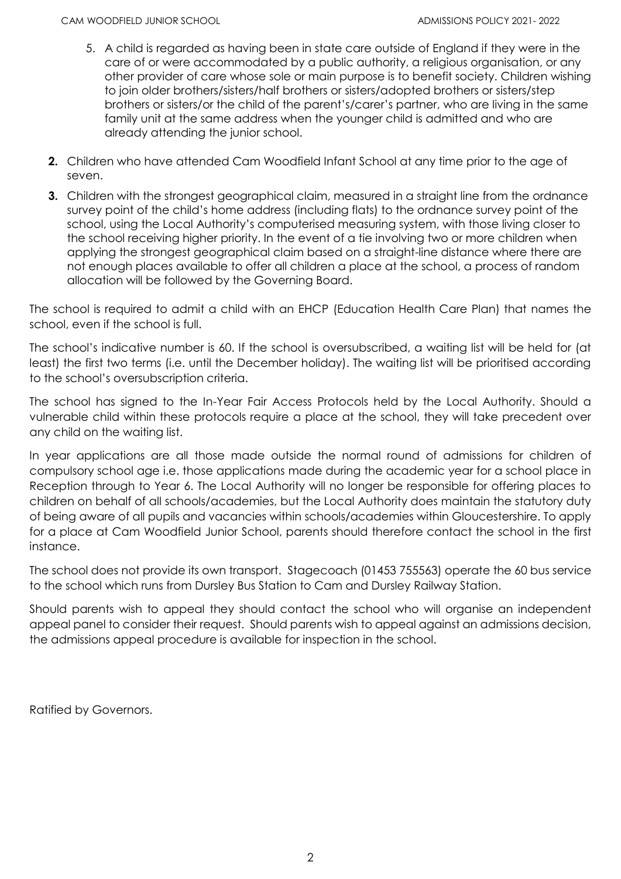5. A child is regarded as having been in state care outside of England if they were in the care of or were accommodated by a public authority, a religious organisation, or any other provider of care whose sole or main purpose is to benefit society. Children wishing to join older brothers/sisters/half brothers or sisters/adopted brothers or sisters/step brothers or sisters/or the child of the parent's/carer's partner, who are living in the same family unit at the same address when the younger child is admitted and who are already attending the junior school.

**2.** Children who have attended Cam Woodfield Infant School at any time prior to the age of seven.

**3.** Children with the strongest geographical claim, measured in a straight line from the ordnance survey point of the child's home address (including flats) to the ordnance survey point of the school, using the Local Authority's computerised measuring system, with those living closer to the school receiving higher priority. In the event of a tie involving two or more children when applying the strongest geographical claim based on a straight-line distance where there are not enough places available to offer all children a place at the school, a process of random allocation will be followed by the Governing Board.

The school is required to admit a child with an EHCP (Education Health Care Plan) that names the school, even if the school is full.

The school's indicative number is 60. If the school is oversubscribed, a waiting list will be held for (at least) the first two terms (i.e. until the December holiday). The waiting list will be prioritised according to the school's oversubscription criteria.

The school has signed to the In-Year Fair Access Protocols held by the Local Authority. Should a vulnerable child within these protocols require a place at the school, they will take precedent over any child on the waiting list.

In year applications are all those made outside the normal round of admissions for children of compulsory school age i.e. those applications made during the academic year for a school place in Reception through to Year 6. The Local Authority will no longer be responsible for offering places to children on behalf of all schools/academies, but the Local Authority does maintain the statutory duty of being aware of all pupils and vacancies within schools/academies within Gloucestershire. To apply for a place at Cam Woodfield Junior School, parents should therefore contact the school in the first instance.

The school does not provide its own transport. Stagecoach (01453 755563) operate the 60 bus service to the school which runs from Dursley Bus Station to Cam and Dursley Railway Station.

Should parents wish to appeal they should contact the school who will organise an independent appeal panel to consider their request. Should parents wish to appeal against an admissions decision, the admissions appeal procedure is available for inspection in the school.

Ratified by Governors.